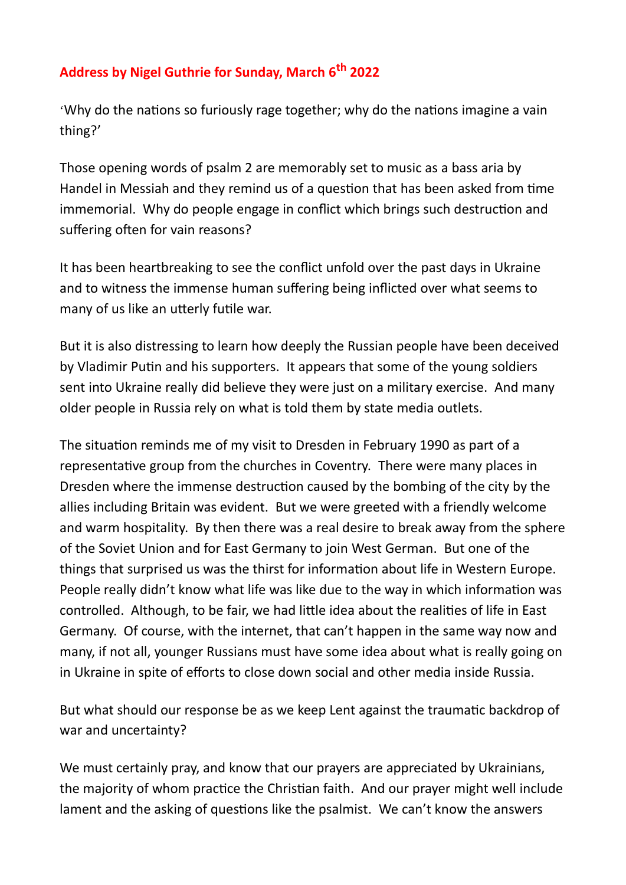## Address by Nigel Guthrie for Sunday, March 6th 2022

'Why do the nations so furiously rage together; why do the nations imagine a vain thing?'

Those opening words of psalm 2 are memorably set to music as a bass aria by Handel in Messiah and they remind us of a question that has been asked from time immemorial. Why do people engage in conflict which brings such destruction and suffering often for vain reasons?

It has been heartbreaking to see the conflict unfold over the past days in Ukraine and to witness the immense human suffering being inflicted over what seems to many of us like an utterly futile war.

But it is also distressing to learn how deeply the Russian people have been deceived by Vladimir Putin and his supporters. It appears that some of the young soldiers sent into Ukraine really did believe they were just on a military exercise. And many older people in Russia rely on what is told them by state media outlets.

The situation reminds me of my visit to Dresden in February 1990 as part of a representative group from the churches in Coventry. There were many places in Dresden where the immense destruction caused by the bombing of the city by the allies including Britain was evident. But we were greeted with a friendly welcome and warm hospitality. By then there was a real desire to break away from the sphere of the Soviet Union and for East Germany to join West German. But one of the things that surprised us was the thirst for information about life in Western Europe. People really didn't know what life was like due to the way in which information was controlled. Although, to be fair, we had little idea about the realities of life in East Germany. Of course, with the internet, that can't happen in the same way now and many, if not all, younger Russians must have some idea about what is really going on in Ukraine in spite of efforts to close down social and other media inside Russia.

But what should our response be as we keep Lent against the traumatic backdrop of war and uncertainty?

We must certainly pray, and know that our prayers are appreciated by Ukrainians, the majority of whom practice the Christian faith. And our prayer might well include lament and the asking of questions like the psalmist. We can't know the answers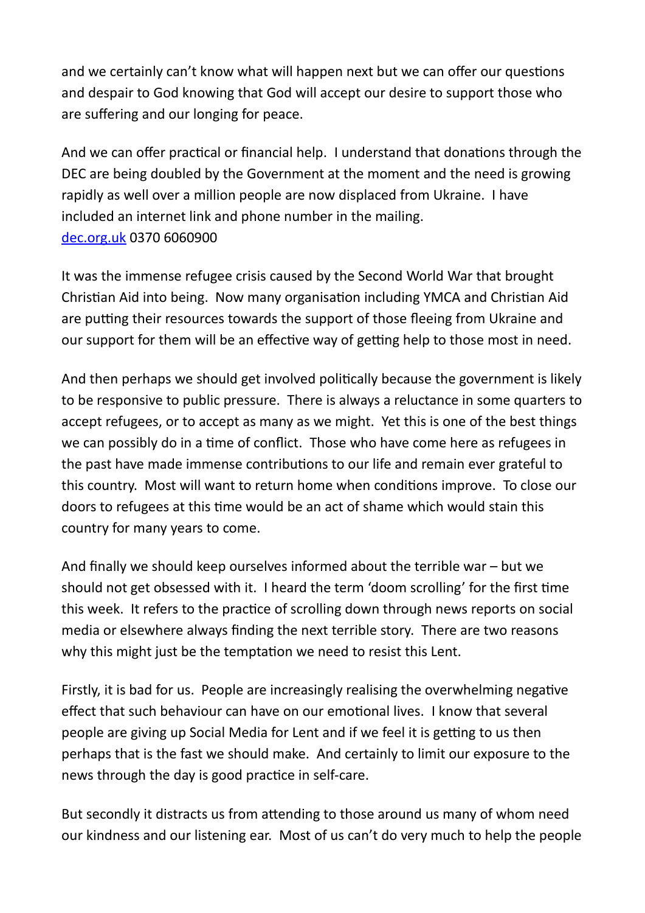and we certainly can't know what will happen next but we can offer our questions and despair to God knowing that God will accept our desire to support those who are suffering and our longing for peace.

And we can offer practical or financial help. I understand that donations through the DEC are being doubled by the Government at the moment and the need is growing rapidly as well over a million people are now displaced from Ukraine. I have included an internet link and phone number in the mailing.
[dec.org.uk](dec.org.uk) 0370 6060900

It was the immense refugee crisis caused by the Second World War that brought Christian Aid into being. Now many organisation including YMCA and Christian Aid are putting their resources towards the support of those fleeing from Ukraine and our support for them will be an effective way of getting help to those most in need.

And then perhaps we should get involved politically because the government is likely to be responsive to public pressure. There is always a reluctance in some quarters to accept refugees, or to accept as many as we might. Yet this is one of the best things we can possibly do in a time of conflict. Those who have come here as refugees in the past have made immense contributions to our life and remain ever grateful to this country. Most will want to return home when conditions improve. To close our doors to refugees at this time would be an act of shame which would stain this country for many years to come.

And finally we should keep ourselves informed about the terrible war – but we should not get obsessed with it. I heard the term 'doom scrolling' for the first time this week. It refers to the practice of scrolling down through news reports on social media or elsewhere always finding the next terrible story. There are two reasons why this might just be the temptation we need to resist this Lent.

Firstly, it is bad for us. People are increasingly realising the overwhelming negative effect that such behaviour can have on our emotional lives. I know that several people are giving up Social Media for Lent and if we feel it is getting to us then perhaps that is the fast we should make. And certainly to limit our exposure to the news through the day is good practice in self-care.

But secondly it distracts us from attending to those around us many of whom need our kindness and our listening ear. Most of us can't do very much to help the people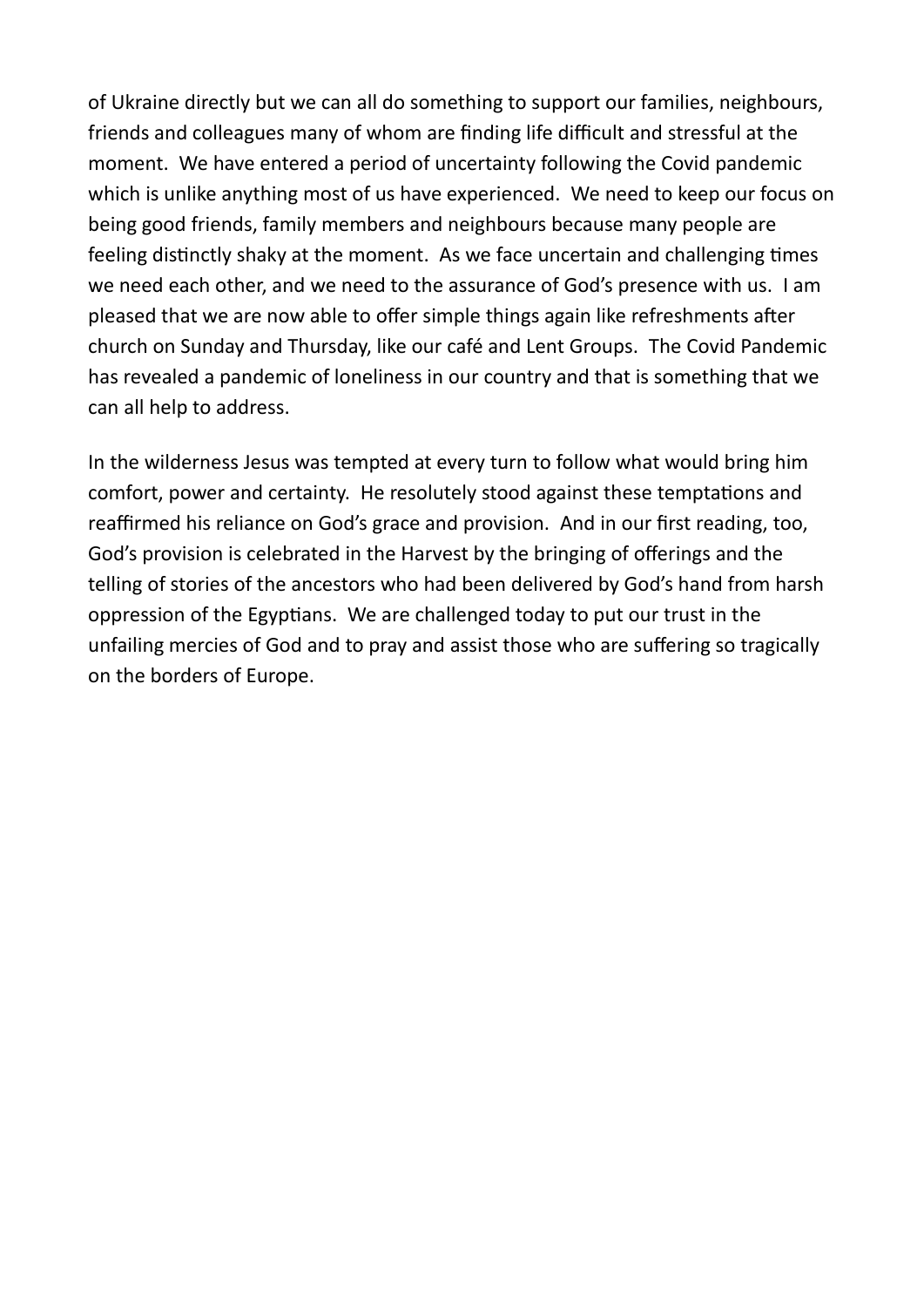of Ukraine directly but we can all do something to support our families, neighbours, friends and colleagues many of whom are finding life difficult and stressful at the moment.  We have entered a period of uncertainty following the Covid pandemic which is unlike anything most of us have experienced.  We need to keep our focus on being good friends, family members and neighbours because many people are feeling distinctly shaky at the moment.  As we face uncertain and challenging times we need each other, and we need to the assurance of God's presence with us.  I am pleased that we are now able to offer simple things again like refreshments after church on Sunday and Thursday, like our café and Lent Groups.  The Covid Pandemic has revealed a pandemic of loneliness in our country and that is something that we can all help to address.

In the wilderness Jesus was tempted at every turn to follow what would bring him comfort, power and certainty.  He resolutely stood against these temptations and reaffirmed his reliance on God's grace and provision.  And in our first reading, too, God's provision is celebrated in the Harvest by the bringing of offerings and the telling of stories of the ancestors who had been delivered by God's hand from harsh oppression of the Egyptians.  We are challenged today to put our trust in the unfailing mercies of God and to pray and assist those who are suffering so tragically on the borders of Europe.